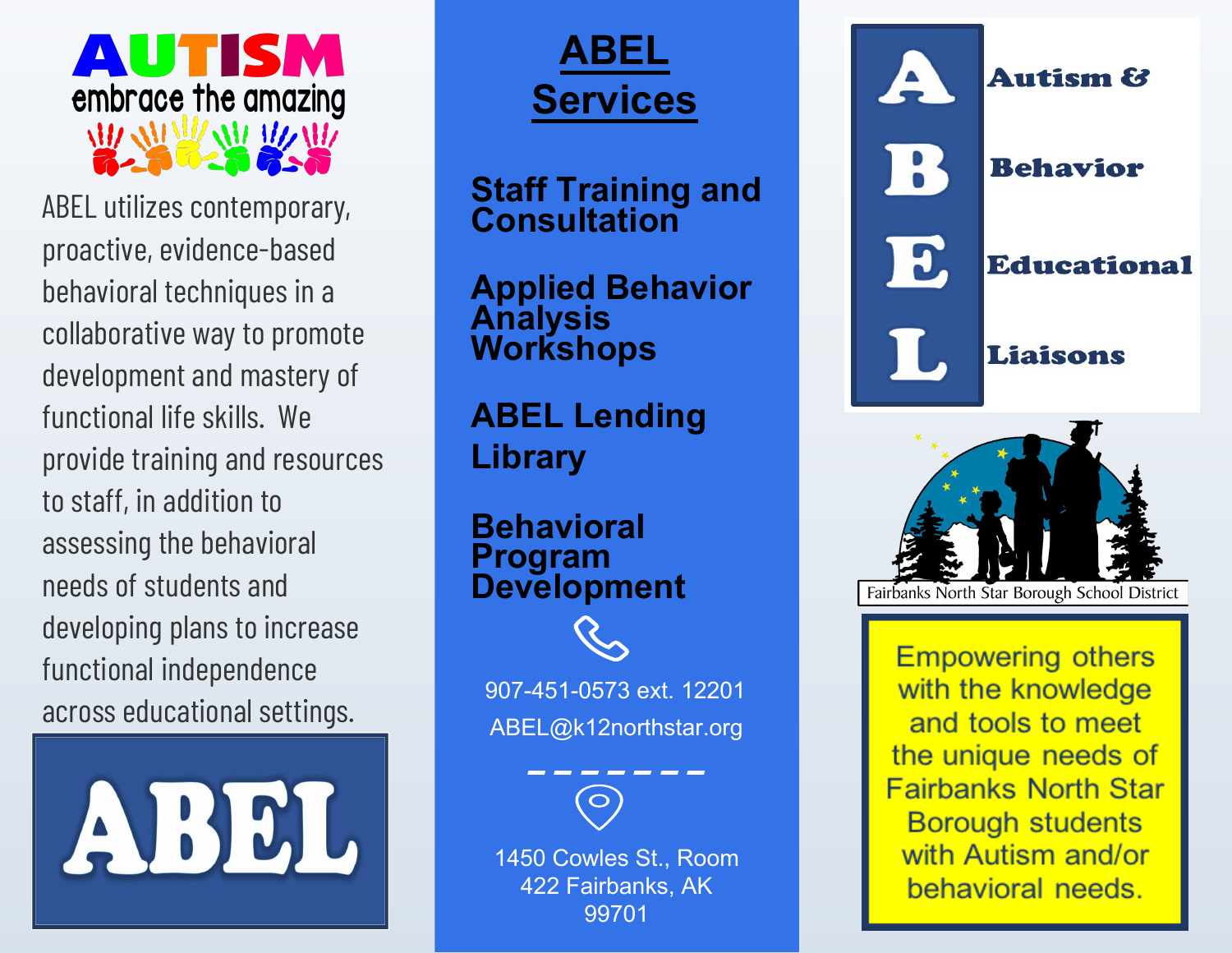# AUTISM

embrace the amazing

ABEL utilizes contemporary, proactive, evidence-based behavioral techniques in a collaborative way to promote development and mastery of functional life skills. We provide training and resources to staff, in addition to assessing the behavioral needs of students and developing plans to increase functional independence across educational settings.

ABEL

## ABEL Services

### Staff Training and Consultation

### Applied Behavior Analysis Workshops

### ABEL Lending Library

### Behavioral Program Development

907-451-0573 ext. 12201

ABEL@k12northstar.org

1450 Cowles St., Room 422 Fairbanks, AK 99701

**A** Autism &

**B** Behavior

**E** Educational

**L** Liaisons

Fairbanks North Star Borough School District

Empowering others with the knowledge and tools to meet the unique needs of Fairbanks North Star Borough students with Autism and/or behavioral needs.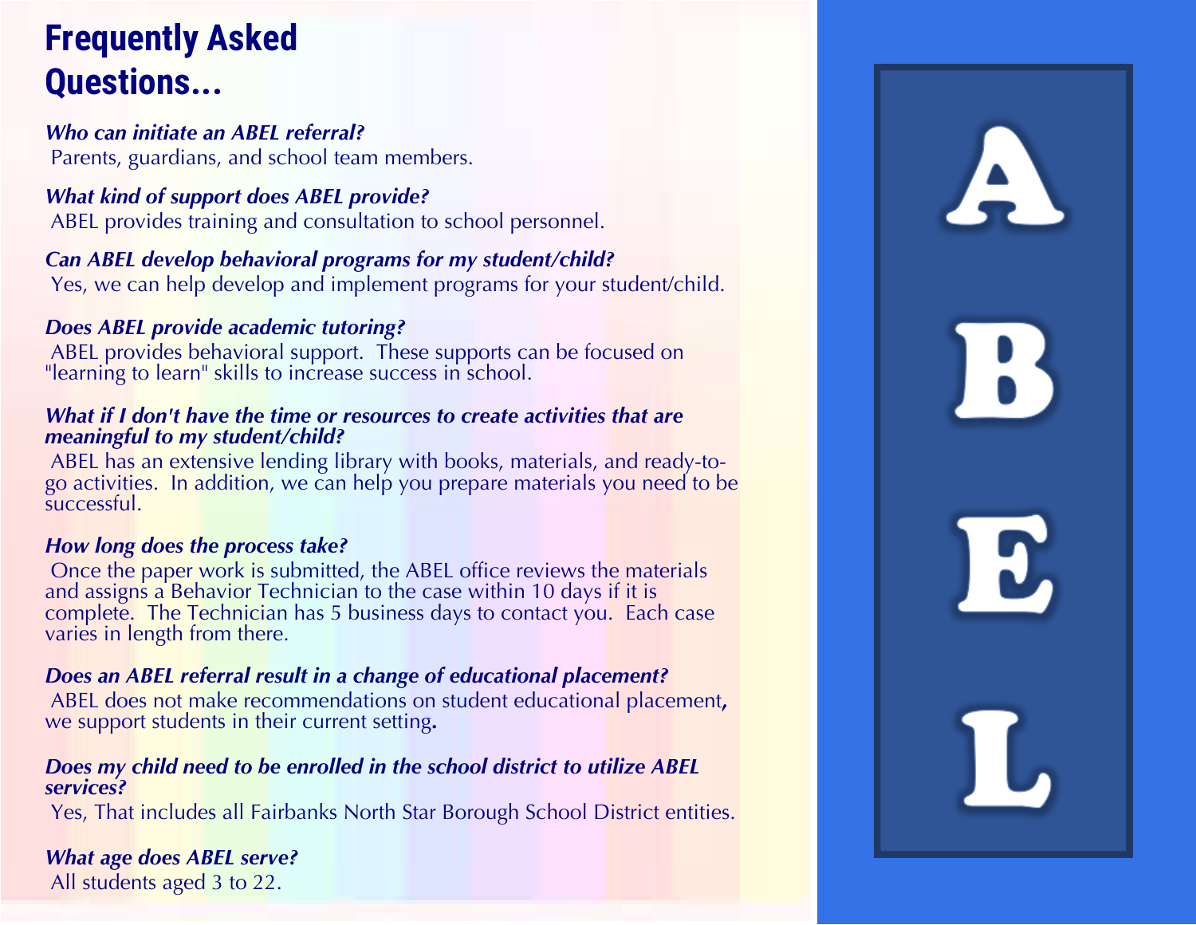# Frequently Asked Questions...

***Who can initiate an ABEL referral?***
Parents, guardians, and school team members.

***What kind of support does ABEL provide?***
ABEL provides training and consultation to school personnel.

***Can ABEL develop behavioral programs for my student/child?***
Yes, we can help develop and implement programs for your student/child.

***Does ABEL provide academic tutoring?***
ABEL provides behavioral support. These supports can be focused on "learning to learn" skills to increase success in school.

***What if I don't have the time or resources to create activities that are meaningful to my student/child?***
ABEL has an extensive lending library with books, materials, and ready-to-go activities. In addition, we can help you prepare materials you need to be successful.

***How long does the process take?***
Once the paper work is submitted, the ABEL office reviews the materials and assigns a Behavior Technician to the case within 10 days if it is complete. The Technician has 5 business days to contact you. Each case varies in length from there.

***Does an ABEL referral result in a change of educational placement?***
ABEL does not make recommendations on student educational placement**,** we support students in their current setting**.**

***Does my child need to be enrolled in the school district to utilize ABEL services?***
Yes, That includes all Fairbanks North Star Borough School District entities.

***What age does ABEL serve?***
All students aged 3 to 22.

A

B

E

L